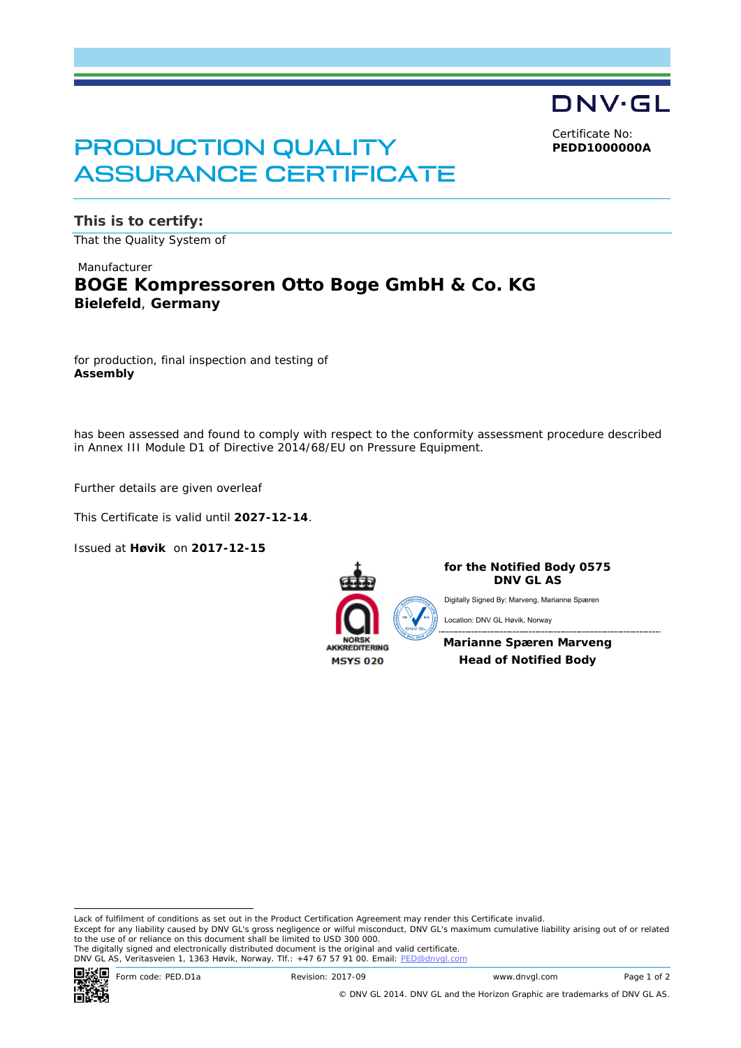DNV·GL

# PRODUCTION QUALITY ASSURANCE CERTIFICATE

Certificate No:
**PEDD1000000A**

## This is to certify:

That the Quality System of

Manufacturer

**BOGE Kompressoren Otto Boge GmbH & Co. KG**
**Bielefeld**, **Germany**

for production, final inspection and testing of
**Assembly**

has been assessed and found to comply with respect to the conformity assessment procedure described in Annex III Module D1 of Directive 2014/68/EU on Pressure Equipment.

Further details are given overleaf

This Certificate is valid until **2027-12-14**.

Issued at **Høvik** on **2017-12-15**

NORSK AKKREDITERING
MSYS 020

**for the Notified Body 0575**
**DNV GL AS**

Digitally Signed By: Marveng, Marianne Spæren

Location: DNV GL Høvik, Norway

**Marianne Spæren Marveng**
**Head of Notified Body**

Lack of fulfilment of conditions as set out in the Product Certification Agreement may render this Certificate invalid.
Except for any liability caused by DNV GL's gross negligence or wilful misconduct, DNV GL's maximum cumulative liability arising out of or related to the use of or reliance on this document shall be limited to USD 300 000.
The digitally signed and electronically distributed document is the original and valid certificate.
DNV GL AS, Veritasveien 1, 1363 Høvik, Norway. Tlf.: +47 67 57 91 00. Email: PED@dnvgl.com

Form code: PED.D1a Revision: 2017-09 www.dnvgl.com

© DNV GL 2014. DNV GL and the Horizon Graphic are trademarks of DNV GL AS.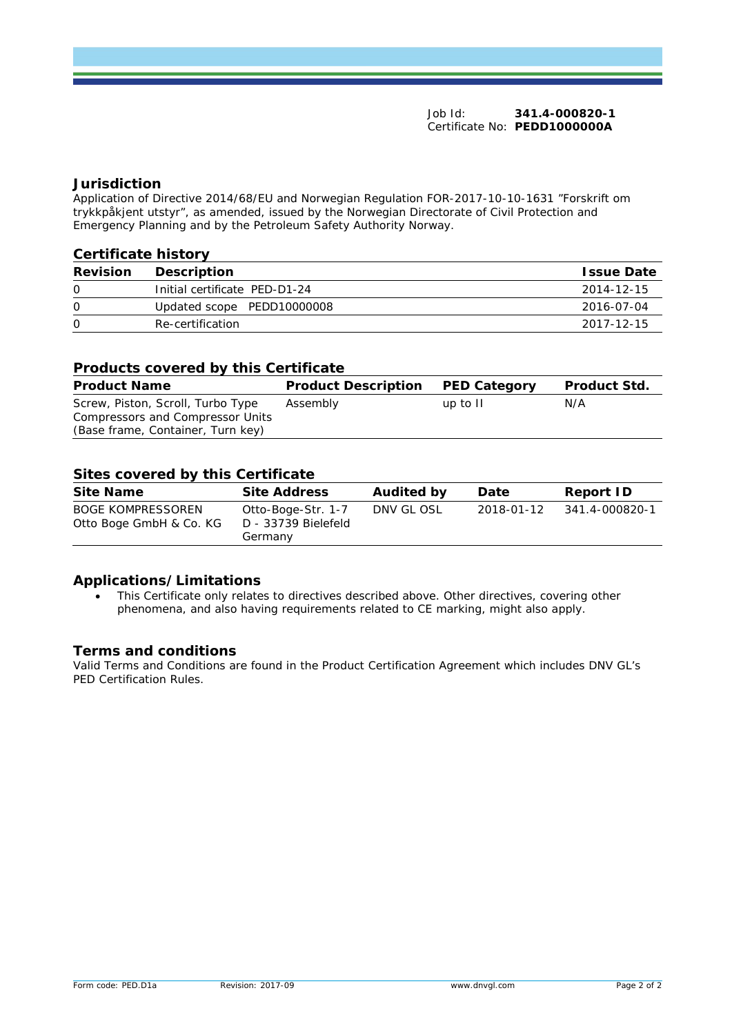Job Id: **341.4-000820-1**
Certificate No: **PEDD1000000A**

## Jurisdiction

Application of Directive 2014/68/EU and Norwegian Regulation FOR-2017-10-10-1631 "Forskrift om trykkpåkjent utstyr", as amended, issued by the Norwegian Directorate of Civil Protection and Emergency Planning and by the Petroleum Safety Authority Norway.

## Certificate history

| Revision | Description | Issue Date |
|---|---|---|
| 0 | Initial certificate PED-D1-24 | 2014-12-15 |
| 0 | Updated scope PEDD10000008 | 2016-07-04 |
| 0 | Re-certification | 2017-12-15 |

## Products covered by this Certificate

| Product Name | Product Description | PED Category | Product Std. |
|---|---|---|---|
| Screw, Piston, Scroll, Turbo Type Compressors and Compressor Units (Base frame, Container, Turn key) | Assembly | up to II | N/A |

## Sites covered by this Certificate

| Site Name | Site Address | Audited by | Date | Report ID |
|---|---|---|---|---|
| BOGE KOMPRESSOREN Otto Boge GmbH & Co. KG | Otto-Boge-Str. 1-7 D - 33739 Bielefeld Germany | DNV GL OSL | 2018-01-12 | 341.4-000820-1 |

## Applications/Limitations

- This Certificate only relates to directives described above. Other directives, covering other phenomena, and also having requirements related to CE marking, might also apply.

## Terms and conditions

Valid Terms and Conditions are found in the Product Certification Agreement which includes DNV GL's PED Certification Rules.